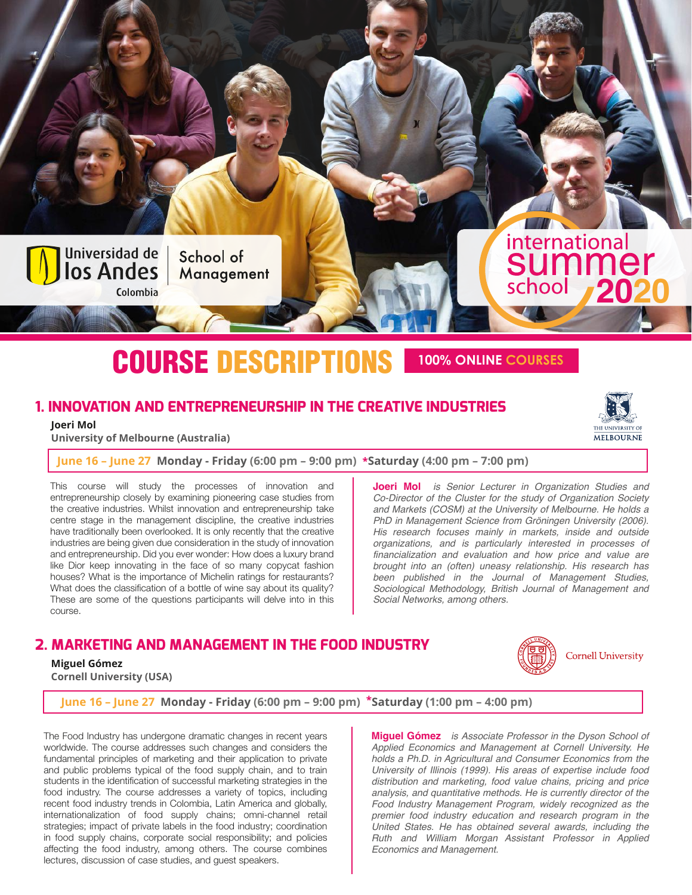Universidad de los Andes Colombia | School of Management

international summer school 2020

# COURSE DESCRIPTIONS

**100% ONLINE COURSES**

## 1. INNOVATION AND ENTREPRENEURSHIP IN THE CREATIVE INDUSTRIES

**Joeri Mol**
**University of Melbourne (Australia)**

**June 16 – June 27** **Monday - Friday** (6:00 pm – 9:00 pm) ***Saturday** (4:00 pm – 7:00 pm)

This course will study the processes of innovation and entrepreneurship closely by examining pioneering case studies from the creative industries. Whilst innovation and entrepreneurship take centre stage in the management discipline, the creative industries have traditionally been overlooked. It is only recently that the creative industries are being given due consideration in the study of innovation and entrepreneurship. Did you ever wonder: How does a luxury brand like Dior keep innovating in the face of so many copycat fashion houses? What is the importance of Michelin ratings for restaurants? What does the classification of a bottle of wine say about its quality? These are some of the questions participants will delve into in this course.

**Joeri Mol** *is Senior Lecturer in Organization Studies and Co-Director of the Cluster for the study of Organization Society and Markets (COSM) at the University of Melbourne. He holds a PhD in Management Science from Gröningen University (2006). His research focuses mainly in markets, inside and outside organizations, and is particularly interested in processes of financialization and evaluation and how price and value are brought into an (often) uneasy relationship. His research has been published in the Journal of Management Studies, Sociological Methodology, British Journal of Management and Social Networks, among others.*

## 2. MARKETING AND MANAGEMENT IN THE FOOD INDUSTRY

**Miguel Gómez**
**Cornell University (USA)**

**June 16 – June 27** **Monday - Friday** (6:00 pm – 9:00 pm) ***Saturday** (1:00 pm – 4:00 pm)

The Food Industry has undergone dramatic changes in recent years worldwide. The course addresses such changes and considers the fundamental principles of marketing and their application to private and public problems typical of the food supply chain, and to train students in the identification of successful marketing strategies in the food industry. The course addresses a variety of topics, including recent food industry trends in Colombia, Latin America and globally, internationalization of food supply chains; omni-channel retail strategies; impact of private labels in the food industry; coordination in food supply chains, corporate social responsibility; and policies affecting the food industry, among others. The course combines lectures, discussion of case studies, and guest speakers.

**Miguel Gómez** *is Associate Professor in the Dyson School of Applied Economics and Management at Cornell University. He holds a Ph.D. in Agricultural and Consumer Economics from the University of Illinois (1999). His areas of expertise include food distribution and marketing, food value chains, pricing and price analysis, and quantitative methods. He is currently director of the Food Industry Management Program, widely recognized as the premier food industry education and research program in the United States. He has obtained several awards, including the Ruth and William Morgan Assistant Professor in Applied Economics and Management.*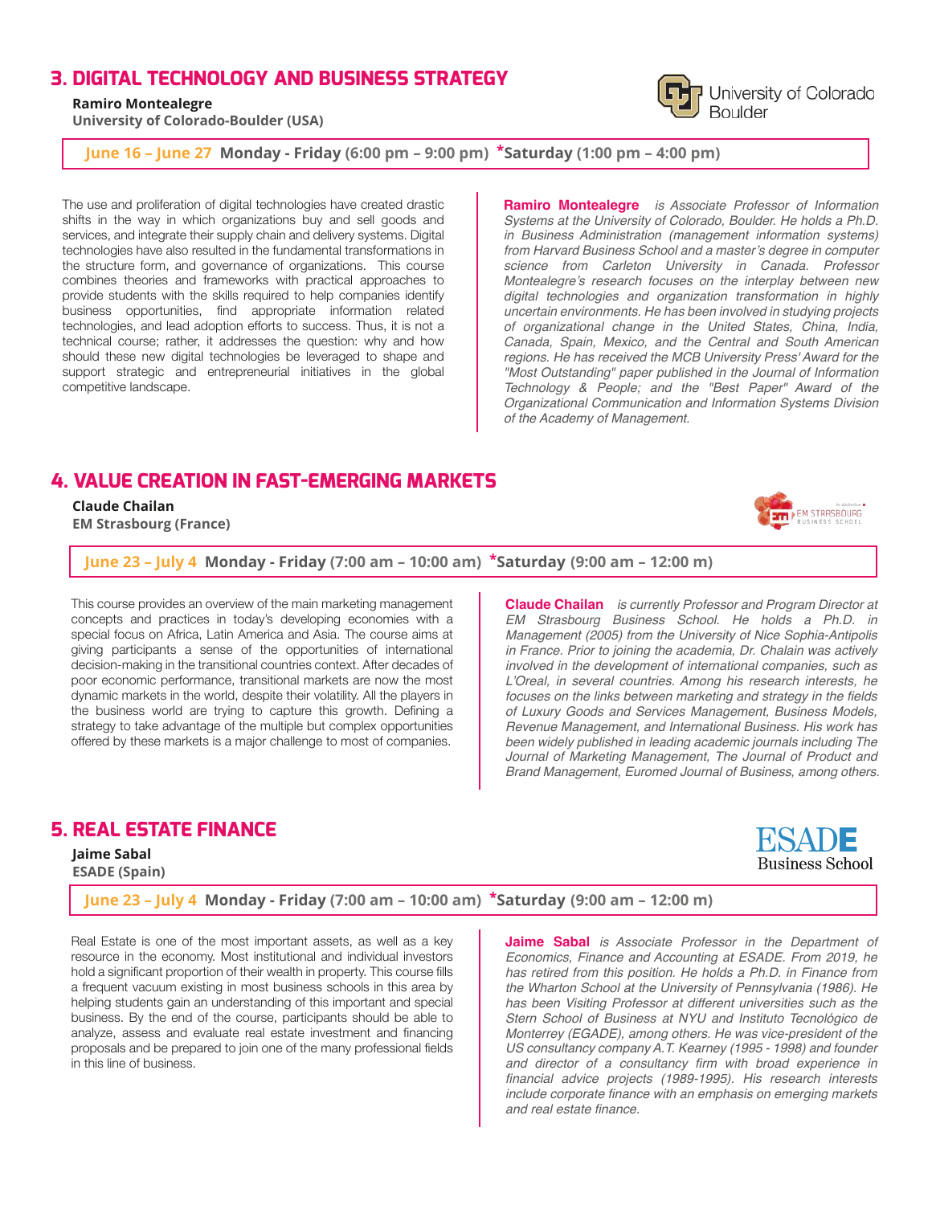## 3. DIGITAL TECHNOLOGY AND BUSINESS STRATEGY

**Ramiro Montealegre**
**University of Colorado-Boulder (USA)**

University of Colorado Boulder

**June 16 – June 27 Monday - Friday (6:00 pm – 9:00 pm) *Saturday (1:00 pm – 4:00 pm)**

The use and proliferation of digital technologies have created drastic shifts in the way in which organizations buy and sell goods and services, and integrate their supply chain and delivery systems. Digital technologies have also resulted in the fundamental transformations in the structure form, and governance of organizations. This course combines theories and frameworks with practical approaches to provide students with the skills required to help companies identify business opportunities, find appropriate information related technologies, and lead adoption efforts to success. Thus, it is not a technical course; rather, it addresses the question: why and how should these new digital technologies be leveraged to shape and support strategic and entrepreneurial initiatives in the global competitive landscape.

**Ramiro Montealegre** *is Associate Professor of Information Systems at the University of Colorado, Boulder. He holds a Ph.D. in Business Administration (management information systems) from Harvard Business School and a master's degree in computer science from Carleton University in Canada. Professor Montealegre's research focuses on the interplay between new digital technologies and organization transformation in highly uncertain environments. He has been involved in studying projects of organizational change in the United States, China, India, Canada, Spain, Mexico, and the Central and South American regions. He has received the MCB University Press' Award for the "Most Outstanding" paper published in the Journal of Information Technology & People; and the "Best Paper" Award of the Organizational Communication and Information Systems Division of the Academy of Management.*

## 4. VALUE CREATION IN FAST-EMERGING MARKETS

**Claude Chailan**
**EM Strasbourg (France)**

EM STRASBOURG BUSINESS SCHOOL

**June 23 – July 4 Monday - Friday (7:00 am – 10:00 am) *Saturday (9:00 am – 12:00 m)**

This course provides an overview of the main marketing management concepts and practices in today's developing economies with a special focus on Africa, Latin America and Asia. The course aims at giving participants a sense of the opportunities of international decision-making in the transitional countries context. After decades of poor economic performance, transitional markets are now the most dynamic markets in the world, despite their volatility. All the players in the business world are trying to capture this growth. Defining a strategy to take advantage of the multiple but complex opportunities offered by these markets is a major challenge to most of companies.

**Claude Chailan** *is currently Professor and Program Director at EM Strasbourg Business School. He holds a Ph.D. in Management (2005) from the University of Nice Sophia-Antipolis in France. Prior to joining the academia, Dr. Chalain was actively involved in the development of international companies, such as L'Oreal, in several countries. Among his research interests, he focuses on the links between marketing and strategy in the fields of Luxury Goods and Services Management, Business Models, Revenue Management, and International Business. His work has been widely published in leading academic journals including The Journal of Marketing Management, The Journal of Product and Brand Management, Euromed Journal of Business, among others.*

## 5. REAL ESTATE FINANCE

**Jaime Sabal**
**ESADE (Spain)**

ESADE Business School

**June 23 – July 4 Monday - Friday (7:00 am – 10:00 am) *Saturday (9:00 am – 12:00 m)**

Real Estate is one of the most important assets, as well as a key resource in the economy. Most institutional and individual investors hold a significant proportion of their wealth in property. This course fills a frequent vacuum existing in most business schools in this area by helping students gain an understanding of this important and special business. By the end of the course, participants should be able to analyze, assess and evaluate real estate investment and financing proposals and be prepared to join one of the many professional fields in this line of business.

**Jaime Sabal** *is Associate Professor in the Department of Economics, Finance and Accounting at ESADE. From 2019, he has retired from this position. He holds a Ph.D. in Finance from the Wharton School at the University of Pennsylvania (1986). He has been Visiting Professor at different universities such as the Stern School of Business at NYU and Instituto Tecnológico de Monterrey (EGADE), among others. He was vice-president of the US consultancy company A.T. Kearney (1995 - 1998) and founder and director of a consultancy firm with broad experience in financial advice projects (1989-1995). His research interests include corporate finance with an emphasis on emerging markets and real estate finance.*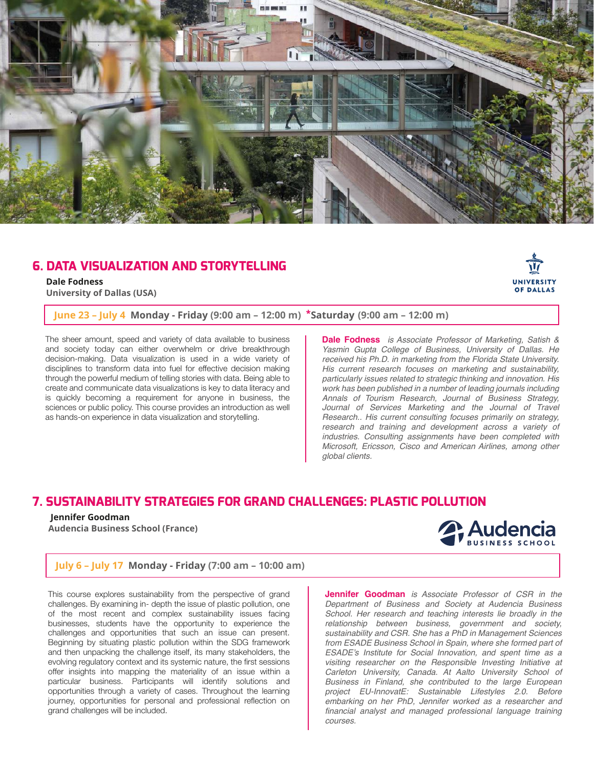## 6. DATA VISUALIZATION AND STORYTELLING

**Dale Fodness**
**University of Dallas (USA)**

UNIVERSITY OF DALLAS

**June 23 – July 4** **Monday - Friday** (9:00 am – 12:00 m) ***Saturday** (9:00 am – 12:00 m)

The sheer amount, speed and variety of data available to business and society today can either overwhelm or drive breakthrough decision-making. Data visualization is used in a wide variety of disciplines to transform data into fuel for effective decision making through the powerful medium of telling stories with data. Being able to create and communicate data visualizations is key to data literacy and is quickly becoming a requirement for anyone in business, the sciences or public policy. This course provides an introduction as well as hands-on experience in data visualization and storytelling.

**Dale Fodness** *is Associate Professor of Marketing, Satish & Yasmin Gupta College of Business, University of Dallas. He received his Ph.D. in marketing from the Florida State University. His current research focuses on marketing and sustainability, particularly issues related to strategic thinking and innovation. His work has been published in a number of leading journals including Annals of Tourism Research, Journal of Business Strategy, Journal of Services Marketing and the Journal of Travel Research.. His current consulting focuses primarily on strategy, research and training and development across a variety of industries. Consulting assignments have been completed with Microsoft, Ericsson, Cisco and American Airlines, among other global clients.*

## 7. SUSTAINABILITY STRATEGIES FOR GRAND CHALLENGES: PLASTIC POLLUTION

**Jennifer Goodman**
**Audencia Business School (France)**

Audencia BUSINESS SCHOOL

**July 6 – July 17** **Monday - Friday** (7:00 am – 10:00 am)

This course explores sustainability from the perspective of grand challenges. By examining in- depth the issue of plastic pollution, one of the most recent and complex sustainability issues facing businesses, students have the opportunity to experience the challenges and opportunities that such an issue can present. Beginning by situating plastic pollution within the SDG framework and then unpacking the challenge itself, its many stakeholders, the evolving regulatory context and its systemic nature, the first sessions offer insights into mapping the materiality of an issue within a particular business. Participants will identify solutions and opportunities through a variety of cases. Throughout the learning journey, opportunities for personal and professional reflection on grand challenges will be included.

**Jennifer Goodman** *is Associate Professor of CSR in the Department of Business and Society at Audencia Business School. Her research and teaching interests lie broadly in the relationship between business, government and society, sustainability and CSR. She has a PhD in Management Sciences from ESADE Business School in Spain, where she formed part of ESADE's Institute for Social Innovation, and spent time as a visiting researcher on the Responsible Investing Initiative at Carleton University, Canada. At Aalto University School of Business in Finland, she contributed to the large European project EU-InnovatE: Sustainable Lifestyles 2.0. Before embarking on her PhD, Jennifer worked as a researcher and financial analyst and managed professional language training courses.*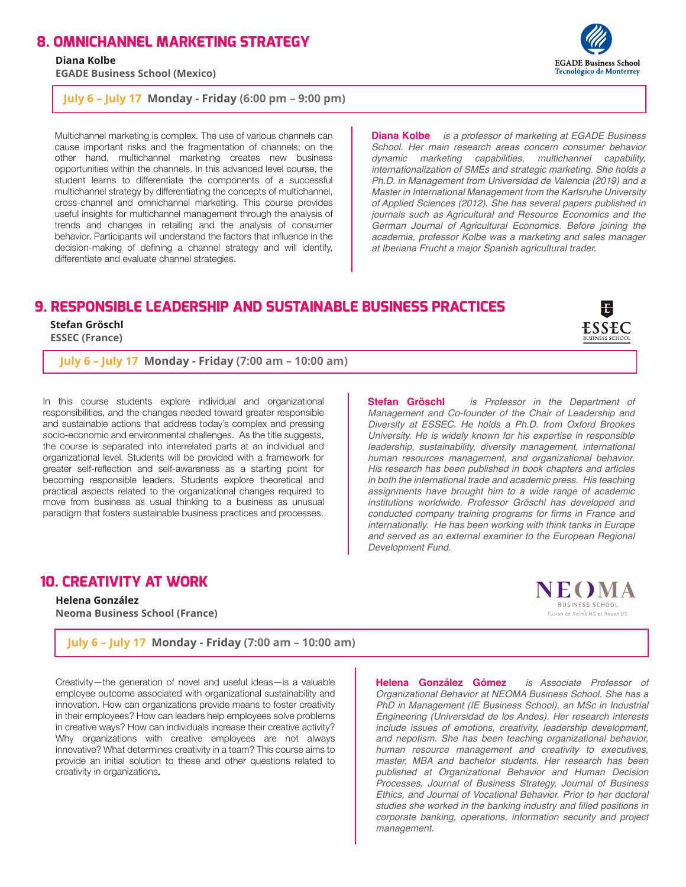## 8. OMNICHANNEL MARKETING STRATEGY

**Diana Kolbe**
**EGADE Business School (Mexico)**

EGADE Business School
Tecnológico de Monterrey

**July 6 – July 17 Monday - Friday (6:00 pm – 9:00 pm)**

Multichannel marketing is complex. The use of various channels can cause important risks and the fragmentation of channels; on the other hand, multichannel marketing creates new business opportunities within the channels. In this advanced level course, the student learns to differentiate the components of a successful multichannel strategy by differentiating the concepts of multichannel, cross-channel and omnichannel marketing. This course provides useful insights for multichannel management through the analysis of trends and changes in retailing and the analysis of consumer behavior. Participants will understand the factors that influence in the decision-making of defining a channel strategy and will identify, differentiate and evaluate channel strategies.

**Diana Kolbe** *is a professor of marketing at EGADE Business School. Her main research areas concern consumer behavior dynamic marketing capabilities, multichannel capability, internationalization of SMEs and strategic marketing. She holds a Ph.D. in Management from Universidad de Valencia (2019) and a Master in International Management from the Karlsruhe University of Applied Sciences (2012). She has several papers published in journals such as Agricultural and Resource Economics and the German Journal of Agricultural Economics. Before joining the academia, professor Kolbe was a marketing and sales manager at Iberiana Frucht a major Spanish agricultural trader.*

## 9. RESPONSIBLE LEADERSHIP AND SUSTAINABLE BUSINESS PRACTICES

**Stefan Gröschl**
**ESSEC (France)**

ESSEC BUSINESS SCHOOL

**July 6 – July 17 Monday - Friday (7:00 am – 10:00 am)**

In this course students explore individual and organizational responsibilities, and the changes needed toward greater responsible and sustainable actions that address today's complex and pressing socio-economic and environmental challenges. As the title suggests, the course is separated into interrelated parts at an individual and organizational level. Students will be provided with a framework for greater self-reflection and self-awareness as a starting point for becoming responsible leaders. Students explore theoretical and practical aspects related to the organizational changes required to move from business as usual thinking to a business as unusual paradigm that fosters sustainable business practices and processes.

**Stefan Gröschl** *is Professor in the Department of Management and Co-founder of the Chair of Leadership and Diversity at ESSEC. He holds a Ph.D. from Oxford Brookes University. He is widely known for his expertise in responsible leadership, sustainability, diversity management, international human resources management, and organizational behavior. His research has been published in book chapters and articles in both the international trade and academic press. His teaching assignments have brought him to a wide range of academic institutions worldwide. Professor Gröschl has developed and conducted company training programs for firms in France and internationally. He has been working with think tanks in Europe and served as an external examiner to the European Regional Development Fund.*

## 10. CREATIVITY AT WORK

**Helena González**
**Neoma Business School (France)**

NEOMA BUSINESS SCHOOL
Fusion de Reims MS et Rouen BS

**July 6 – July 17 Monday - Friday (7:00 am – 10:00 am)**

Creativity—the generation of novel and useful ideas—is a valuable employee outcome associated with organizational sustainability and innovation. How can organizations provide means to foster creativity in their employees? How can leaders help employees solve problems in creative ways? How can individuals increase their creative activity? Why organizations with creative employees are not always innovative? What determines creativity in a team? This course aims to provide an initial solution to these and other questions related to creativity in organizations.

**Helena González Gómez** *is Associate Professor of Organizational Behavior at NEOMA Business School. She has a PhD in Management (IE Business School), an MSc in Industrial Engineering (Universidad de los Andes). Her research interests include issues of emotions, creativity, leadership development, and nepotism. She has been teaching organizational behavior, human resource management and creativity to executives, master, MBA and bachelor students. Her research has been published at Organizational Behavior and Human Decision Processes, Journal of Business Strategy, Journal of Business Ethics, and Journal of Vocational Behavior. Prior to her doctoral studies she worked in the banking industry and filled positions in corporate banking, operations, information security and project management.*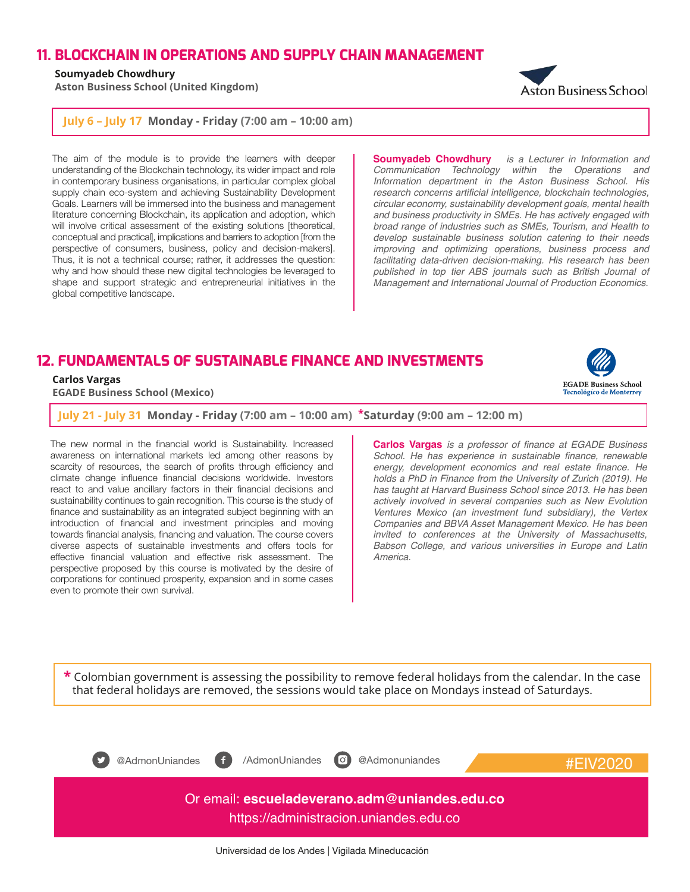## 11. BLOCKCHAIN IN OPERATIONS AND SUPPLY CHAIN MANAGEMENT

**Soumyadeb Chowdhury**
**Aston Business School (United Kingdom)**

Aston Business School

**July 6 – July 17 Monday - Friday (7:00 am – 10:00 am)**

The aim of the module is to provide the learners with deeper understanding of the Blockchain technology, its wider impact and role in contemporary business organisations, in particular complex global supply chain eco-system and achieving Sustainability Development Goals. Learners will be immersed into the business and management literature concerning Blockchain, its application and adoption, which will involve critical assessment of the existing solutions [theoretical, conceptual and practical], implications and barriers to adoption [from the perspective of consumers, business, policy and decision-makers]. Thus, it is not a technical course; rather, it addresses the question: why and how should these new digital technologies be leveraged to shape and support strategic and entrepreneurial initiatives in the global competitive landscape.

**Soumyadeb Chowdhury** *is a Lecturer in Information and Communication Technology within the Operations and Information department in the Aston Business School. His research concerns artificial intelligence, blockchain technologies, circular economy, sustainability development goals, mental health and business productivity in SMEs. He has actively engaged with broad range of industries such as SMEs, Tourism, and Health to develop sustainable business solution catering to their needs improving and optimizing operations, business process and facilitating data-driven decision-making. His research has been published in top tier ABS journals such as British Journal of Management and International Journal of Production Economics.*

## 12. FUNDAMENTALS OF SUSTAINABLE FINANCE AND INVESTMENTS

**Carlos Vargas**
**EGADE Business School (Mexico)**

EGADE Business School
Tecnológico de Monterrey

**July 21 - July 31 Monday - Friday (7:00 am – 10:00 am) *Saturday (9:00 am – 12:00 m)**

The new normal in the financial world is Sustainability. Increased awareness on international markets led among other reasons by scarcity of resources, the search of profits through efficiency and climate change influence financial decisions worldwide. Investors react to and value ancillary factors in their financial decisions and sustainability continues to gain recognition. This course is the study of finance and sustainability as an integrated subject beginning with an introduction of financial and investment principles and moving towards financial analysis, financing and valuation. The course covers diverse aspects of sustainable investments and offers tools for effective financial valuation and effective risk assessment. The perspective proposed by this course is motivated by the desire of corporations for continued prosperity, expansion and in some cases even to promote their own survival.

**Carlos Vargas** *is a professor of finance at EGADE Business School. He has experience in sustainable finance, renewable energy, development economics and real estate finance. He holds a PhD in Finance from the University of Zurich (2019). He has taught at Harvard Business School since 2013. He has been actively involved in several companies such as New Evolution Ventures Mexico (an investment fund subsidiary), the Vertex Companies and BBVA Asset Management Mexico. He has been invited to conferences at the University of Massachusetts, Babson College, and various universities in Europe and Latin America.*

\* Colombian government is assessing the possibility to remove federal holidays from the calendar. In the case that federal holidays are removed, the sessions would take place on Mondays instead of Saturdays.

@AdmonUniandes /AdmonUniandes @Admonuniandes #EIV2020

Or email: **escueladeverano.adm@uniandes.edu.co**
https://administracion.uniandes.edu.co

Universidad de los Andes | Vigilada Mineducación